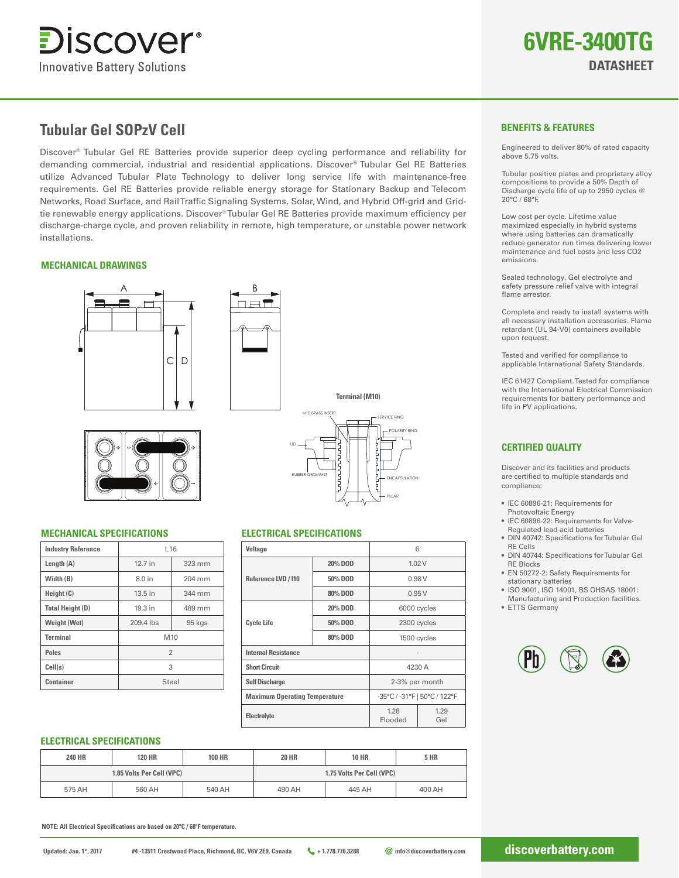# 6VRE-3400TG

## DATASHEET

## Tubular Gel SOPzV Cell

Discover® Tubular Gel RE Batteries provide superior deep cycling performance and reliability for demanding commercial, industrial and residential applications. Discover® Tubular Gel RE Batteries utilize Advanced Tubular Plate Technology to deliver long service life with maintenance-free requirements. Gel RE Batteries provide reliable energy storage for Stationary Backup and Telecom Networks, Road Surface, and Rail Traffic Signaling Systems, Solar, Wind, and Hybrid Off-grid and Grid-tie renewable energy applications. Discover® Tubular Gel RE Batteries provide maximum efficiency per discharge-charge cycle, and proven reliability in remote, high temperature, or unstable power network installations.

### MECHANICAL DRAWINGS

Terminal (M10)

M10 BRASS INSERT, SERVICE RING, POLARITY RING, LID, RUBBER GROMMET, ENCAPSULATION, PILLAR

### MECHANICAL SPECIFICATIONS

| Industry Reference | L16 | |
|---|---|---|
| Length (A) | 12.7 in | 323 mm |
| Width (B) | 8.0 in | 204 mm |
| Height (C) | 13.5 in | 344 mm |
| Total Height (D) | 19.3 in | 489 mm |
| Weight (Wet) | 209.4 lbs | 95 kgs |
| Terminal | M10 | |
| Poles | 2 | |
| Cell(s) | 3 | |
| Container | Steel | |

### ELECTRICAL SPECIFICATIONS

| Voltage | | 6 | |
|---|---|---|---|
| Reference LVD / I10 | 20% DOD | 1.02 V | |
| | 50% DOD | 0.98 V | |
| | 80% DOD | 0.95 V | |
| Cycle Life | 20% DOD | 6000 cycles | |
| | 50% DOD | 2300 cycles | |
| | 80% DOD | 1500 cycles | |
| Internal Resistance | | - | |
| Short Circuit | | 4230 A | |
| Self Discharge | | 2-3% per month | |
| Maximum Operating Temperature | | -35°C / -31°F \| 50°C / 122°F | |
| Electrolyte | | 1.28 Flooded | 1.29 Gel |

### ELECTRICAL SPECIFICATIONS

| 240 HR | 120 HR | 100 HR | 20 HR | 10 HR | 5 HR |
|---|---|---|---|---|---|
| 1.85 Volts Per Cell (VPC) | | | 1.75 Volts Per Cell (VPC) | | |
| 575 AH | 560 AH | 540 AH | 490 AH | 445 AH | 400 AH |

**NOTE: All Electrical Specifications are based on 20°C / 68°F temperature.**

### BENEFITS & FEATURES

Engineered to deliver 80% of rated capacity above 5.75 volts.

Tubular positive plates and proprietary alloy compositions to provide a 50% Depth of Discharge cycle life of up to 2950 cycles @ 20°C / 68°F.

Low cost per cycle. Lifetime value maximized especially in hybrid systems where using batteries can dramatically reduce generator run times delivering lower maintenance and fuel costs and less CO2 emissions.

Sealed technology. Gel electrolyte and safety pressure relief valve with integral flame arrestor.

Complete and ready to install systems with all necessary installation accessories. Flame retardant (UL 94-V0) containers available upon request.

Tested and verified for compliance to applicable International Safety Standards.

IEC 61427 Compliant. Tested for compliance with the International Electrical Commission requirements for battery performance and life in PV applications.

### CERTIFIED QUALITY

Discover and its facilities and products are certified to multiple standards and compliance:

- IEC 60896-21: Requirements for Photovoltaic Energy
- IEC 60896-22: Requirements for Valve-Regulated lead-acid batteries
- DIN 40742: Specifications for Tubular Gel RE Cells
- DIN 40744: Specifications for Tubular Gel RE Blocks
- EN 50272-2: Safety Requirements for stationary batteries
- ISO 9001, ISO 14001, BS OHSAS 18001: Manufacturing and Production facilities.
- ETTS Germany

Updated: Jan. 1st, 2017 | #4 -13511 Crestwood Place, Richmond, BC, V6V 2E9, Canada | + 1.778.776.3288 | info@discoverbattery.com | discoverbattery.com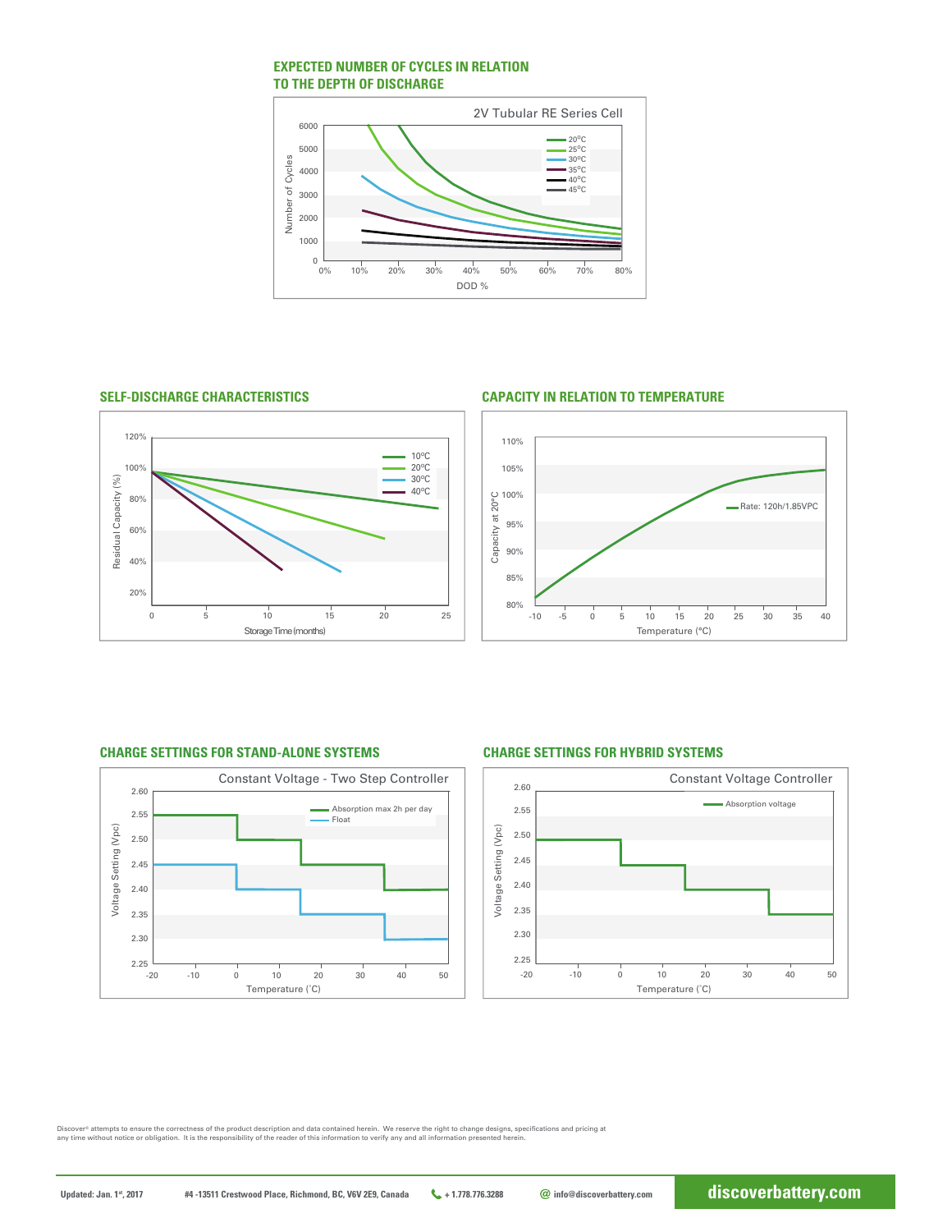## EXPECTED NUMBER OF CYCLES IN RELATION TO THE DEPTH OF DISCHARGE

2V Tubular RE Series Cell

Number of Cycles

6000
5000
4000
3000
2000
1000
0

0% 10% 20% 30% 40% 50% 60% 70% 80%

DOD %

20°C
25°C
30°C
35°C
40°C
45°C

## SELF-DISCHARGE CHARACTERISTICS

Residual Capacity (%)

120%
100%
80%
60%
40%
20%

0 5 10 15 20 25

Storage Time (months)

10°C
20°C
30°C
40°C

## CAPACITY IN RELATION TO TEMPERATURE

Capacity at 20°C

110%
105%
100%
95%
90%
85%
80%

-10 -5 0 5 10 15 20 25 30 35 40

Temperature (°C)

Rate: 120h/1.85VPC

## CHARGE SETTINGS FOR STAND-ALONE SYSTEMS

Constant Voltage - Two Step Controller

Voltage Setting (Vpc)

2.60
2.55
2.50
2.45
2.40
2.35
2.30
2.25

-20 -10 0 10 20 30 40 50

Temperature (˚C)

Absorption max 2h per day
Float

## CHARGE SETTINGS FOR HYBRID SYSTEMS

Constant Voltage Controller

Voltage Setting (Vpc)

2.60
2.55
2.50
2.45
2.40
2.35
2.30
2.25

-20 -10 0 10 20 30 40 50

Temperature (˚C)

Absorption voltage

Discover® attempts to ensure the correctness of the product description and data contained herein. We reserve the right to change designs, specifications and pricing at any time without notice or obligation. It is the responsibility of the reader of this information to verify any and all information presented herein.

Updated: Jan. 1st, 2017 #4 -13511 Crestwood Place, Richmond, BC, V6V 2E9, Canada + 1.778.776.3288 info@discoverbattery.com **discoverbattery.com**